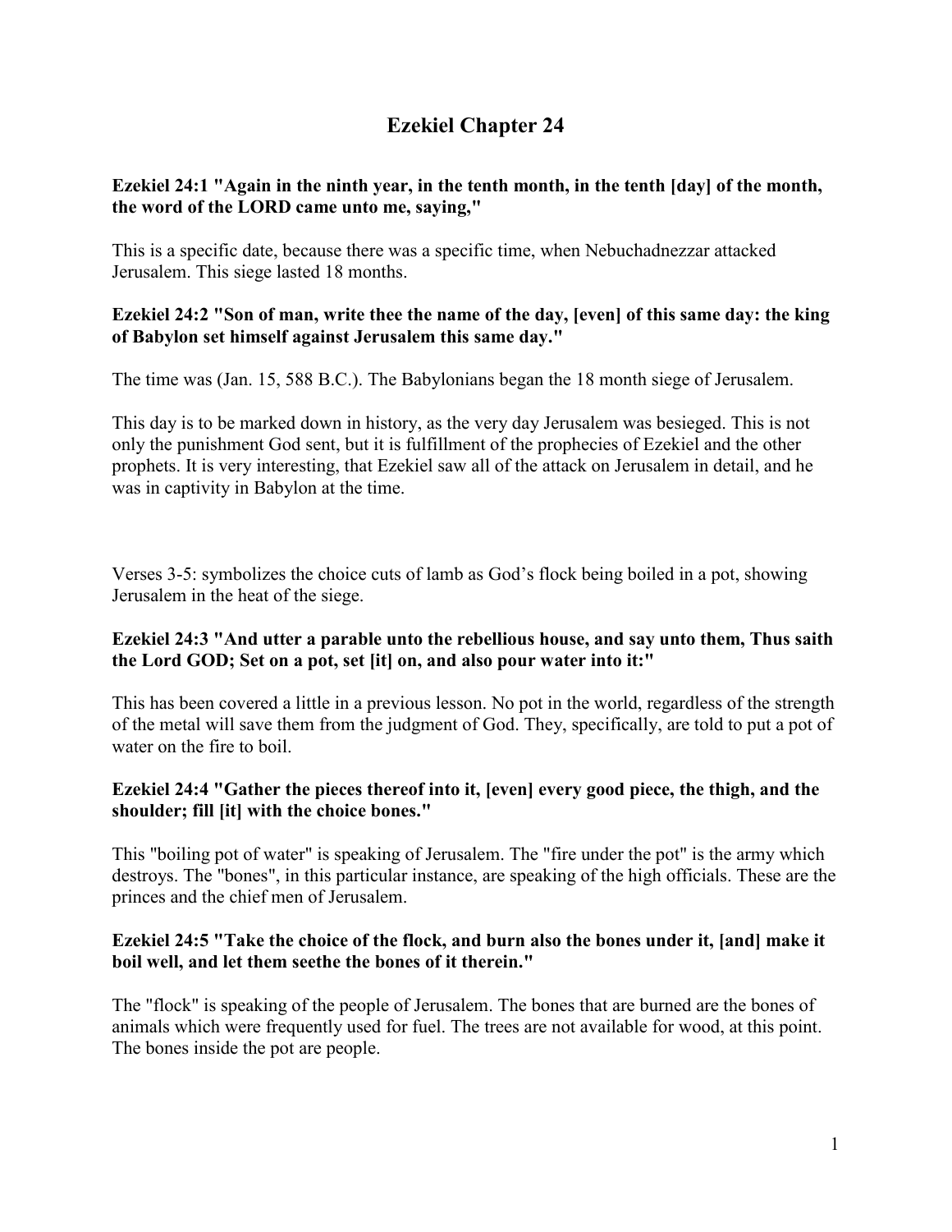# Ezekiel Chapter 24

**Ezekiel 24:1 "Again in the ninth year, in the tenth month, in the tenth [day] of the month, the word of the LORD came unto me, saying,"**

This is a specific date, because there was a specific time, when Nebuchadnezzar attacked Jerusalem. This siege lasted 18 months.

**Ezekiel 24:2 "Son of man, write thee the name of the day, [even] of this same day: the king of Babylon set himself against Jerusalem this same day."**

The time was (Jan. 15, 588 B.C.). The Babylonians began the 18 month siege of Jerusalem.

This day is to be marked down in history, as the very day Jerusalem was besieged. This is not only the punishment God sent, but it is fulfillment of the prophecies of Ezekiel and the other prophets. It is very interesting, that Ezekiel saw all of the attack on Jerusalem in detail, and he was in captivity in Babylon at the time.

Verses 3-5: symbolizes the choice cuts of lamb as God's flock being boiled in a pot, showing Jerusalem in the heat of the siege.

**Ezekiel 24:3 "And utter a parable unto the rebellious house, and say unto them, Thus saith the Lord GOD; Set on a pot, set [it] on, and also pour water into it:"**

This has been covered a little in a previous lesson. No pot in the world, regardless of the strength of the metal will save them from the judgment of God. They, specifically, are told to put a pot of water on the fire to boil.

**Ezekiel 24:4 "Gather the pieces thereof into it, [even] every good piece, the thigh, and the shoulder; fill [it] with the choice bones."**

This "boiling pot of water" is speaking of Jerusalem. The "fire under the pot" is the army which destroys. The "bones", in this particular instance, are speaking of the high officials. These are the princes and the chief men of Jerusalem.

**Ezekiel 24:5 "Take the choice of the flock, and burn also the bones under it, [and] make it boil well, and let them seethe the bones of it therein."**

The "flock" is speaking of the people of Jerusalem. The bones that are burned are the bones of animals which were frequently used for fuel. The trees are not available for wood, at this point. The bones inside the pot are people.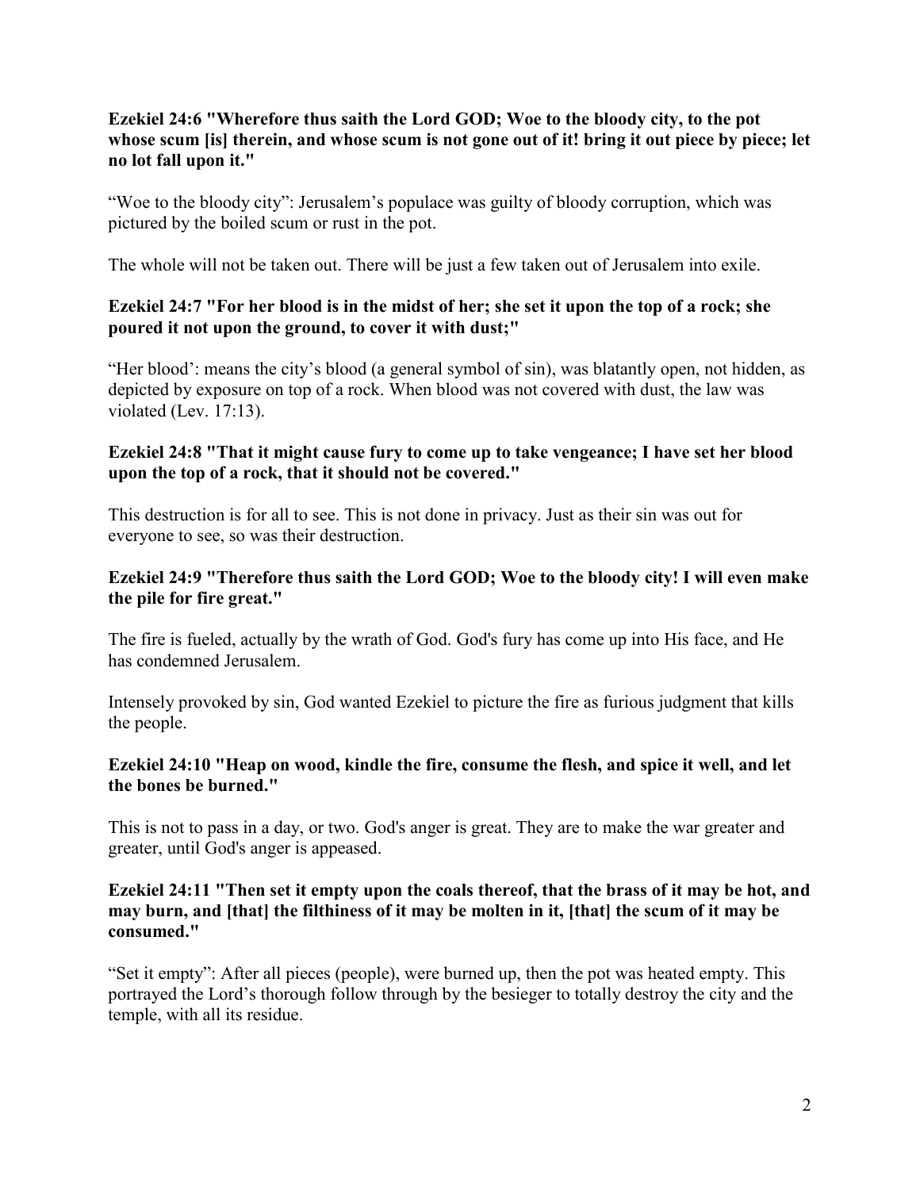**Ezekiel 24:6 "Wherefore thus saith the Lord GOD; Woe to the bloody city, to the pot whose scum [is] therein, and whose scum is not gone out of it! bring it out piece by piece; let no lot fall upon it."**

"Woe to the bloody city": Jerusalem's populace was guilty of bloody corruption, which was pictured by the boiled scum or rust in the pot.

The whole will not be taken out. There will be just a few taken out of Jerusalem into exile.

**Ezekiel 24:7 "For her blood is in the midst of her; she set it upon the top of a rock; she poured it not upon the ground, to cover it with dust;"**

"Her blood': means the city's blood (a general symbol of sin), was blatantly open, not hidden, as depicted by exposure on top of a rock. When blood was not covered with dust, the law was violated (Lev. 17:13).

**Ezekiel 24:8 "That it might cause fury to come up to take vengeance; I have set her blood upon the top of a rock, that it should not be covered."**

This destruction is for all to see. This is not done in privacy. Just as their sin was out for everyone to see, so was their destruction.

**Ezekiel 24:9 "Therefore thus saith the Lord GOD; Woe to the bloody city! I will even make the pile for fire great."**

The fire is fueled, actually by the wrath of God. God's fury has come up into His face, and He has condemned Jerusalem.

Intensely provoked by sin, God wanted Ezekiel to picture the fire as furious judgment that kills the people.

**Ezekiel 24:10 "Heap on wood, kindle the fire, consume the flesh, and spice it well, and let the bones be burned."**

This is not to pass in a day, or two. God's anger is great. They are to make the war greater and greater, until God's anger is appeased.

**Ezekiel 24:11 "Then set it empty upon the coals thereof, that the brass of it may be hot, and may burn, and [that] the filthiness of it may be molten in it, [that] the scum of it may be consumed."**

"Set it empty": After all pieces (people), were burned up, then the pot was heated empty. This portrayed the Lord's thorough follow through by the besieger to totally destroy the city and the temple, with all its residue.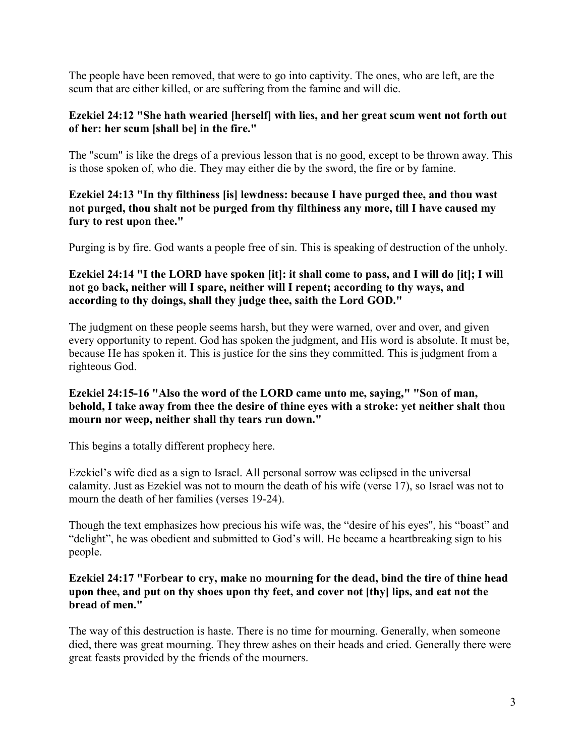The people have been removed, that were to go into captivity. The ones, who are left, are the scum that are either killed, or are suffering from the famine and will die.

**Ezekiel 24:12 "She hath wearied [herself] with lies, and her great scum went not forth out of her: her scum [shall be] in the fire."**

The "scum" is like the dregs of a previous lesson that is no good, except to be thrown away. This is those spoken of, who die. They may either die by the sword, the fire or by famine.

**Ezekiel 24:13 "In thy filthiness [is] lewdness: because I have purged thee, and thou wast not purged, thou shalt not be purged from thy filthiness any more, till I have caused my fury to rest upon thee."**

Purging is by fire. God wants a people free of sin. This is speaking of destruction of the unholy.

**Ezekiel 24:14 "I the LORD have spoken [it]: it shall come to pass, and I will do [it]; I will not go back, neither will I spare, neither will I repent; according to thy ways, and according to thy doings, shall they judge thee, saith the Lord GOD."**

The judgment on these people seems harsh, but they were warned, over and over, and given every opportunity to repent. God has spoken the judgment, and His word is absolute. It must be, because He has spoken it. This is justice for the sins they committed. This is judgment from a righteous God.

**Ezekiel 24:15-16 "Also the word of the LORD came unto me, saying," "Son of man, behold, I take away from thee the desire of thine eyes with a stroke: yet neither shalt thou mourn nor weep, neither shall thy tears run down."**

This begins a totally different prophecy here.

Ezekiel's wife died as a sign to Israel. All personal sorrow was eclipsed in the universal calamity. Just as Ezekiel was not to mourn the death of his wife (verse 17), so Israel was not to mourn the death of her families (verses 19-24).

Though the text emphasizes how precious his wife was, the "desire of his eyes", his "boast" and "delight", he was obedient and submitted to God's will. He became a heartbreaking sign to his people.

**Ezekiel 24:17 "Forbear to cry, make no mourning for the dead, bind the tire of thine head upon thee, and put on thy shoes upon thy feet, and cover not [thy] lips, and eat not the bread of men."**

The way of this destruction is haste. There is no time for mourning. Generally, when someone died, there was great mourning. They threw ashes on their heads and cried. Generally there were great feasts provided by the friends of the mourners.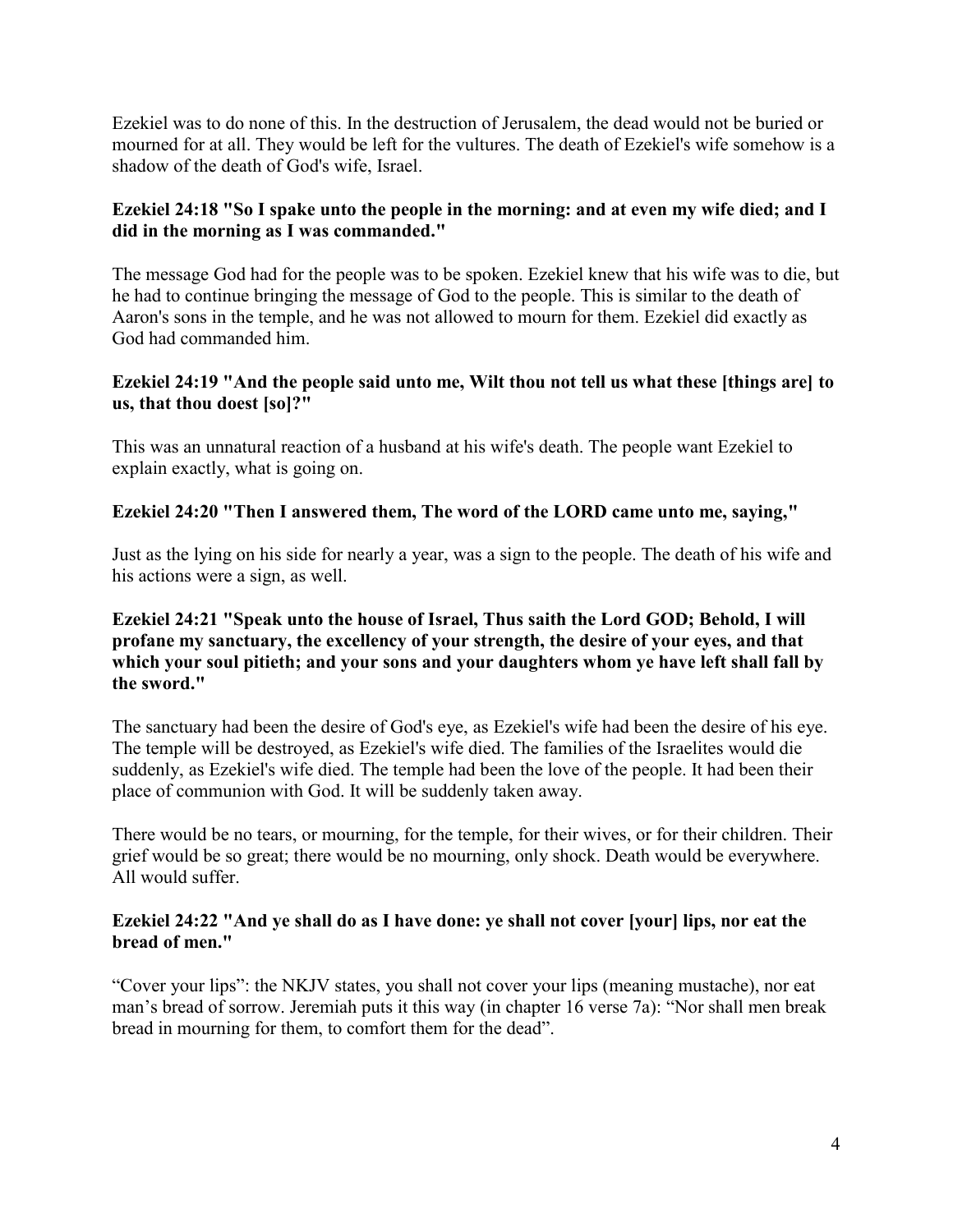Ezekiel was to do none of this. In the destruction of Jerusalem, the dead would not be buried or mourned for at all. They would be left for the vultures. The death of Ezekiel's wife somehow is a shadow of the death of God's wife, Israel.

**Ezekiel 24:18 "So I spake unto the people in the morning: and at even my wife died; and I did in the morning as I was commanded."**

The message God had for the people was to be spoken. Ezekiel knew that his wife was to die, but he had to continue bringing the message of God to the people. This is similar to the death of Aaron's sons in the temple, and he was not allowed to mourn for them. Ezekiel did exactly as God had commanded him.

**Ezekiel 24:19 "And the people said unto me, Wilt thou not tell us what these [things are] to us, that thou doest [so]?"**

This was an unnatural reaction of a husband at his wife's death. The people want Ezekiel to explain exactly, what is going on.

**Ezekiel 24:20 "Then I answered them, The word of the LORD came unto me, saying,"**

Just as the lying on his side for nearly a year, was a sign to the people. The death of his wife and his actions were a sign, as well.

**Ezekiel 24:21 "Speak unto the house of Israel, Thus saith the Lord GOD; Behold, I will profane my sanctuary, the excellency of your strength, the desire of your eyes, and that which your soul pitieth; and your sons and your daughters whom ye have left shall fall by the sword."**

The sanctuary had been the desire of God's eye, as Ezekiel's wife had been the desire of his eye. The temple will be destroyed, as Ezekiel's wife died. The families of the Israelites would die suddenly, as Ezekiel's wife died. The temple had been the love of the people. It had been their place of communion with God. It will be suddenly taken away.

There would be no tears, or mourning, for the temple, for their wives, or for their children. Their grief would be so great; there would be no mourning, only shock. Death would be everywhere. All would suffer.

**Ezekiel 24:22 "And ye shall do as I have done: ye shall not cover [your] lips, nor eat the bread of men."**

"Cover your lips": the NKJV states, you shall not cover your lips (meaning mustache), nor eat man's bread of sorrow. Jeremiah puts it this way (in chapter 16 verse 7a): "Nor shall men break bread in mourning for them, to comfort them for the dead".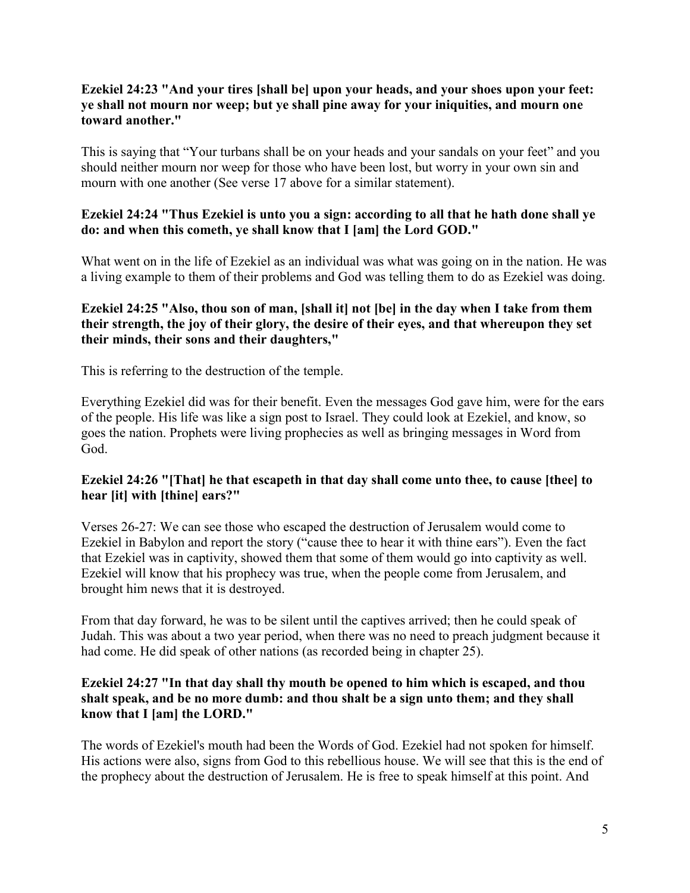**Ezekiel 24:23 "And your tires [shall be] upon your heads, and your shoes upon your feet: ye shall not mourn nor weep; but ye shall pine away for your iniquities, and mourn one toward another."**

This is saying that "Your turbans shall be on your heads and your sandals on your feet" and you should neither mourn nor weep for those who have been lost, but worry in your own sin and mourn with one another (See verse 17 above for a similar statement).

**Ezekiel 24:24 "Thus Ezekiel is unto you a sign: according to all that he hath done shall ye do: and when this cometh, ye shall know that I [am] the Lord GOD."**

What went on in the life of Ezekiel as an individual was what was going on in the nation. He was a living example to them of their problems and God was telling them to do as Ezekiel was doing.

**Ezekiel 24:25 "Also, thou son of man, [shall it] not [be] in the day when I take from them their strength, the joy of their glory, the desire of their eyes, and that whereupon they set their minds, their sons and their daughters,"**

This is referring to the destruction of the temple.

Everything Ezekiel did was for their benefit. Even the messages God gave him, were for the ears of the people. His life was like a sign post to Israel. They could look at Ezekiel, and know, so goes the nation. Prophets were living prophecies as well as bringing messages in Word from God.

**Ezekiel 24:26 "[That] he that escapeth in that day shall come unto thee, to cause [thee] to hear [it] with [thine] ears?"**

Verses 26-27: We can see those who escaped the destruction of Jerusalem would come to Ezekiel in Babylon and report the story ("cause thee to hear it with thine ears"). Even the fact that Ezekiel was in captivity, showed them that some of them would go into captivity as well. Ezekiel will know that his prophecy was true, when the people come from Jerusalem, and brought him news that it is destroyed.

From that day forward, he was to be silent until the captives arrived; then he could speak of Judah. This was about a two year period, when there was no need to preach judgment because it had come. He did speak of other nations (as recorded being in chapter 25).

**Ezekiel 24:27 "In that day shall thy mouth be opened to him which is escaped, and thou shalt speak, and be no more dumb: and thou shalt be a sign unto them; and they shall know that I [am] the LORD."**

The words of Ezekiel's mouth had been the Words of God. Ezekiel had not spoken for himself. His actions were also, signs from God to this rebellious house. We will see that this is the end of the prophecy about the destruction of Jerusalem. He is free to speak himself at this point. And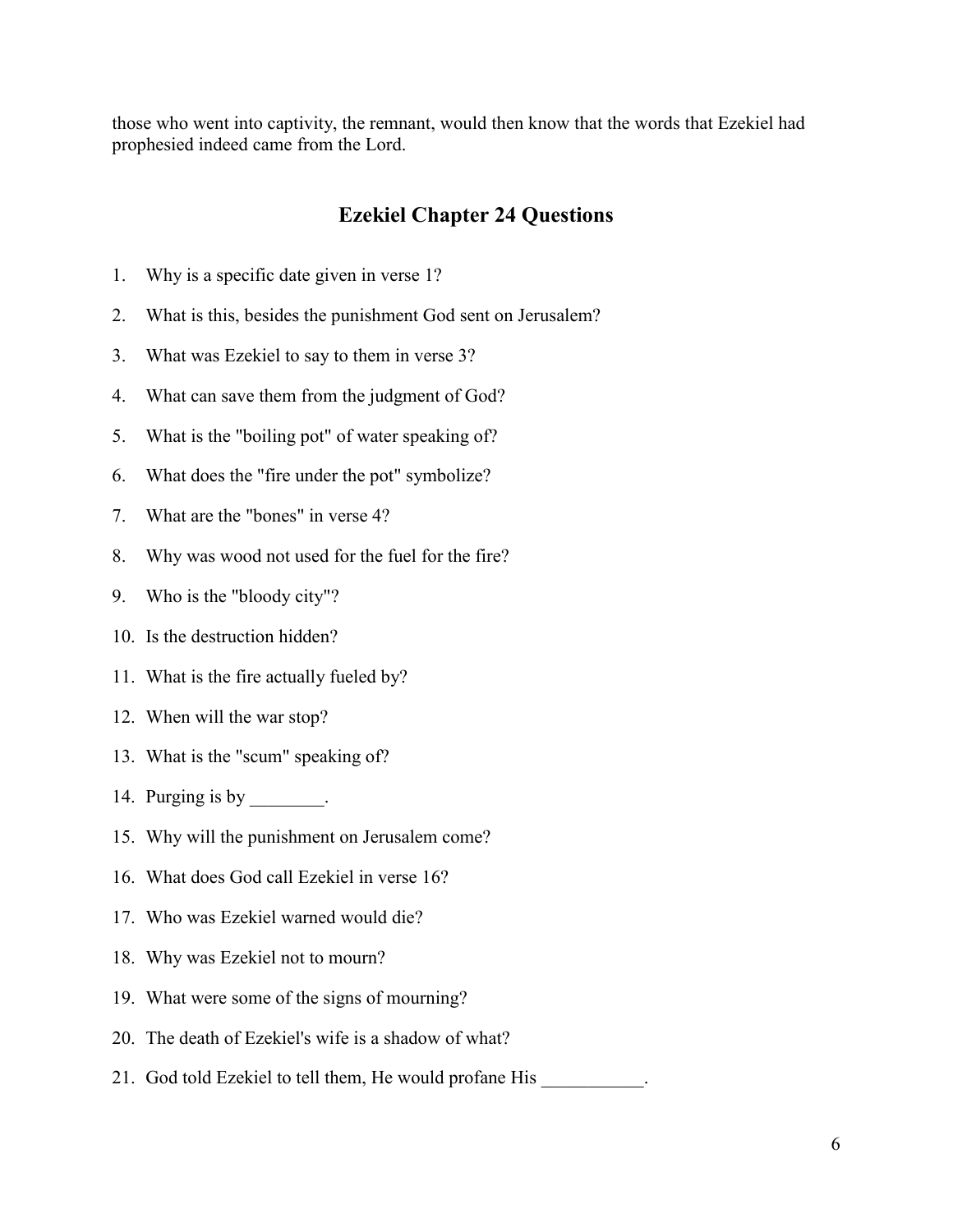those who went into captivity, the remnant, would then know that the words that Ezekiel had prophesied indeed came from the Lord.

## Ezekiel Chapter 24 Questions

1. Why is a specific date given in verse 1?
2. What is this, besides the punishment God sent on Jerusalem?
3. What was Ezekiel to say to them in verse 3?
4. What can save them from the judgment of God?
5. What is the "boiling pot" of water speaking of?
6. What does the "fire under the pot" symbolize?
7. What are the "bones" in verse 4?
8. Why was wood not used for the fuel for the fire?
9. Who is the "bloody city"?
10. Is the destruction hidden?
11. What is the fire actually fueled by?
12. When will the war stop?
13. What is the "scum" speaking of?
14. Purging is by ________.
15. Why will the punishment on Jerusalem come?
16. What does God call Ezekiel in verse 16?
17. Who was Ezekiel warned would die?
18. Why was Ezekiel not to mourn?
19. What were some of the signs of mourning?
20. The death of Ezekiel's wife is a shadow of what?
21. God told Ezekiel to tell them, He would profane His ___________.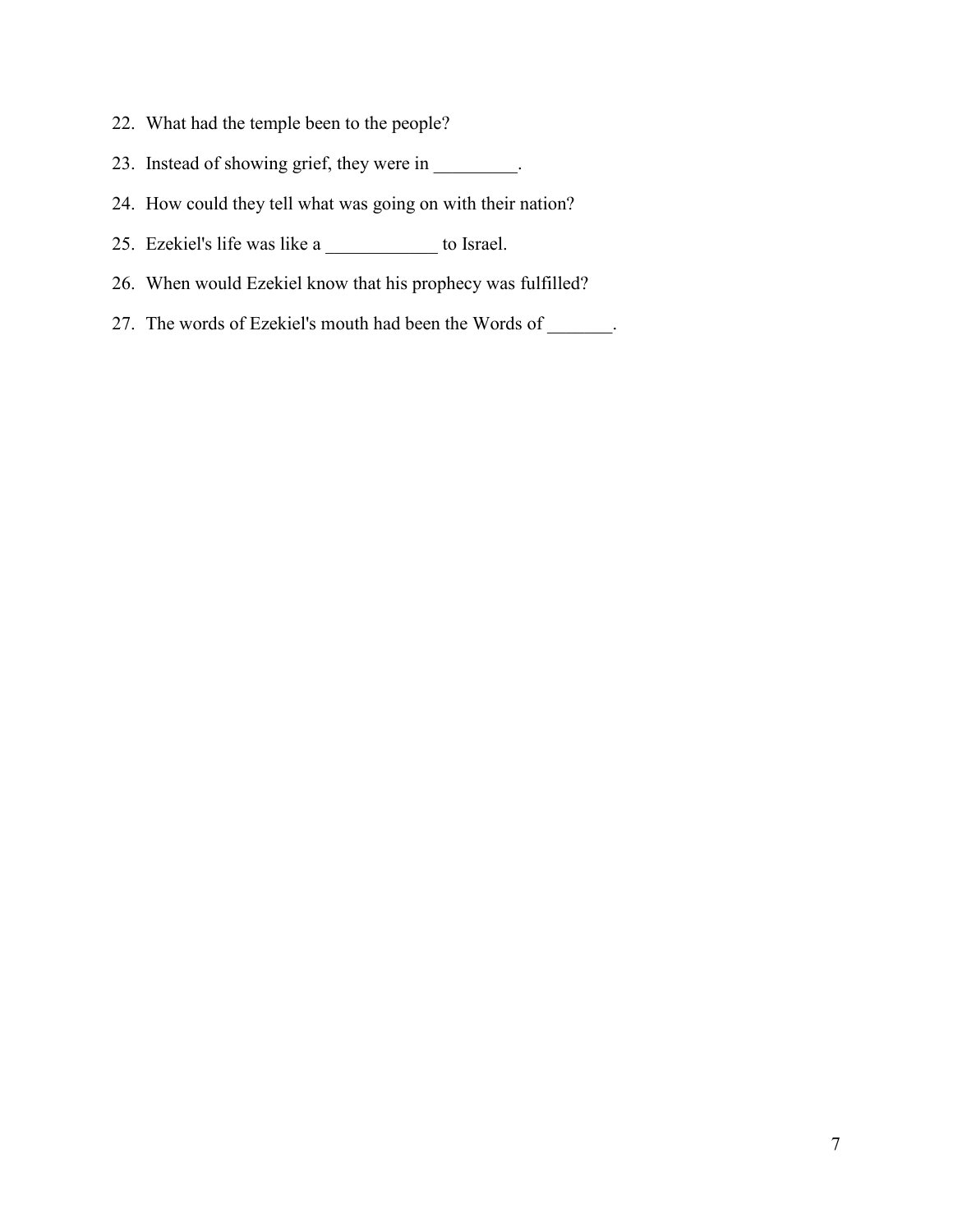22. What had the temple been to the people?
23. Instead of showing grief, they were in _________.
24. How could they tell what was going on with their nation?
25. Ezekiel's life was like a ____________ to Israel.
26. When would Ezekiel know that his prophecy was fulfilled?
27. The words of Ezekiel's mouth had been the Words of _______.